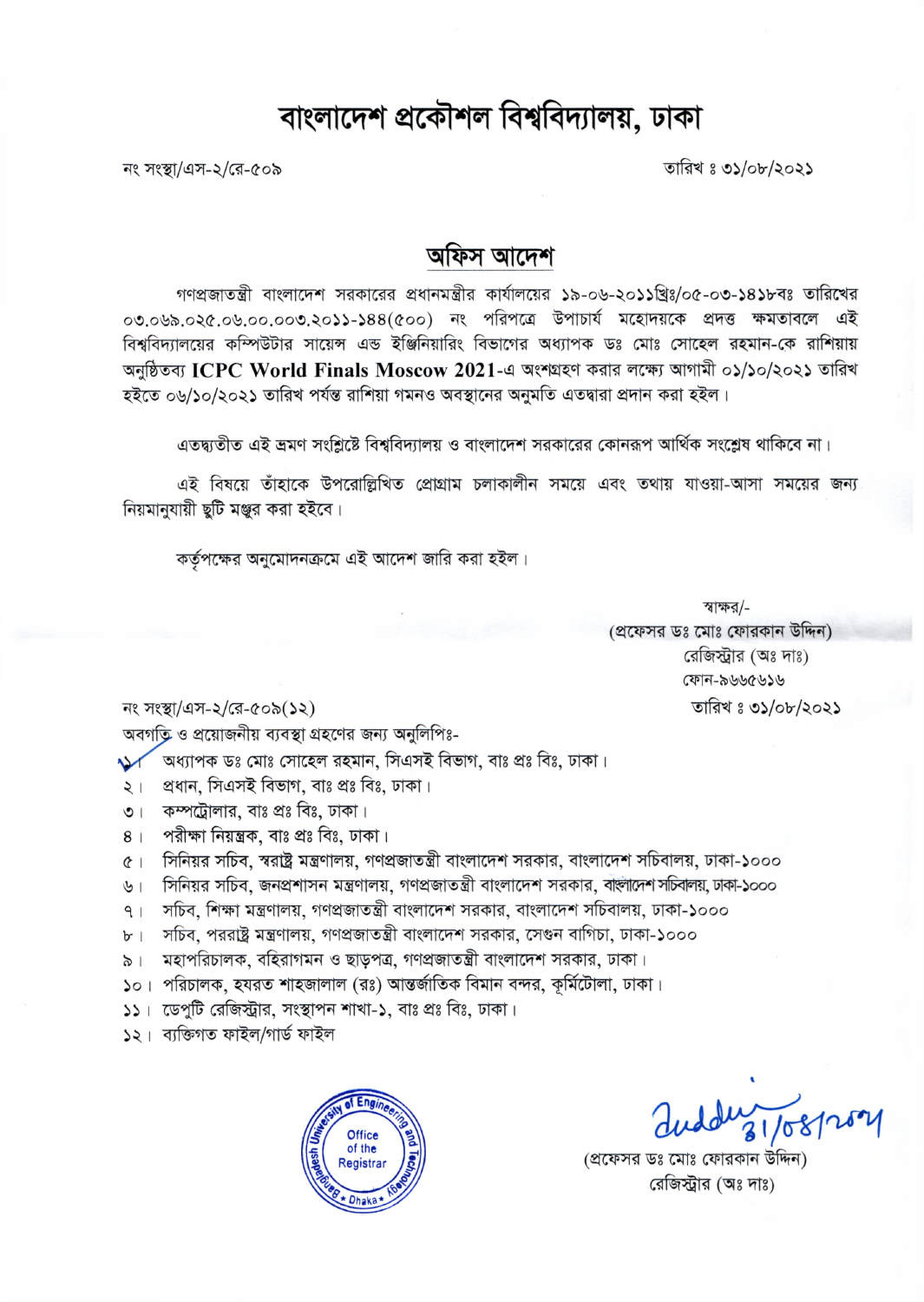# বাংলাদেশ প্রকৌশল বিশ্ববিদ্যালয়, ঢাকা

নং সংস্থা/এস-২/রে-৫০৯ তারিখ : ৩১/০৮/২০২১

## অফিস আদেশ

গণপ্রজাতন্ত্রী বাংলাদেশ সরকারের প্রধানমন্ত্রীর কার্যালয়ের ১৯-০৬-২০১১খ্রিঃ/০৫-০৩-১৪১৮বঃ তারিখের ০৩.০৬৯.০২৫.০৬.০০.০০৩.২০১১-১৪৪(৫০০) নং পরিপত্রে উপাচার্য মহোদয়কে প্রদত্ত ক্ষমতাবলে এই বিশ্ববিদ্যালয়ের কম্পিউটার সায়েন্স এন্ড ইঞ্জিনিয়ারিং বিভাগের অধ্যাপক ডঃ মোঃ সোহেল রহমান-কে রাশিয়ায় অনুষ্ঠিতব্য **ICPC World Finals Moscow 2021**-এ অংশগ্রহণ করার লক্ষ্যে আগামী ০১/১০/২০২১ তারিখ হইতে ০৬/১০/২০২১ তারিখ পর্যন্ত রাশিয়া গমনও অবস্থানের অনুমতি এতদ্বারা প্রদান করা হইল।

এতদ্ব্যতীত এই ভ্রমণ সংশ্লিষ্টে বিশ্ববিদ্যালয় ও বাংলাদেশ সরকারের কোনরূপ আর্থিক সংশ্লেষ থাকিবে না।

এই বিষয়ে তাঁহাকে উপরোল্লিখিত প্রোগ্রাম চলাকালীন সময়ে এবং তথায় যাওয়া-আসা সময়ের জন্য নিয়মানুযায়ী ছুটি মঞ্জুর করা হইবে।

কর্তৃপক্ষের অনুমোদনক্রমে এই আদেশ জারি করা হইল।

স্বাক্ষর/-
(প্রফেসর ডঃ মোঃ ফোরকান উদ্দিন)
রেজিস্ট্রার (অঃ দাঃ)
ফোন-৯৬৬৫৬১৬

নং সংস্থা/এস-২/রে-৫০৯(১২) তারিখ : ৩১/০৮/২০২১

অবগতি ও প্রয়োজনীয় ব্যবস্থা গ্রহণের জন্য অনুলিপিঃ-

১। অধ্যাপক ডঃ মোঃ সোহেল রহমান, সিএসই বিভাগ, বাঃ প্রঃ বিঃ, ঢাকা।
২। প্রধান, সিএসই বিভাগ, বাঃ প্রঃ বিঃ, ঢাকা।
৩। কম্পট্রোলার, বাঃ প্রঃ বিঃ, ঢাকা।
৪। পরীক্ষা নিয়ন্ত্রক, বাঃ প্রঃ বিঃ, ঢাকা।
৫। সিনিয়র সচিব, স্বরাষ্ট্র মন্ত্রণালয়, গণপ্রজাতন্ত্রী বাংলাদেশ সরকার, বাংলাদেশ সচিবালয়, ঢাকা-১০০০
৬। সিনিয়র সচিব, জনপ্রশাসন মন্ত্রণালয়, গণপ্রজাতন্ত্রী বাংলাদেশ সরকার, বাংলাদেশ সচিবালয়, ঢাকা-১০০০
৭। সচিব, শিক্ষা মন্ত্রণালয়, গণপ্রজাতন্ত্রী বাংলাদেশ সরকার, বাংলাদেশ সচিবালয়, ঢাকা-১০০০
৮। সচিব, পররাষ্ট্র মন্ত্রণালয়, গণপ্রজাতন্ত্রী বাংলাদেশ সরকার, সেগুন বাগিচা, ঢাকা-১০০০
৯। মহাপরিচালক, বহিরাগমন ও ছাড়পত্র, গণপ্রজাতন্ত্রী বাংলাদেশ সরকার, ঢাকা।
১০। পরিচালক, হযরত শাহজালাল (রঃ) আন্তর্জাতিক বিমান বন্দর, কূর্মিটোলা, ঢাকা।
১১। ডেপুটি রেজিস্ট্রার, সংস্থাপন শাখা-১, বাঃ প্রঃ বিঃ, ঢাকা।
১২। ব্যক্তিগত ফাইল/গার্ড ফাইল

Office of the Registrar
Bangladesh University of Engineering and Technology
Dhaka

uddin 31/08/2021
(প্রফেসর ডঃ মোঃ ফোরকান উদ্দিন)
রেজিস্ট্রার (অঃ দাঃ)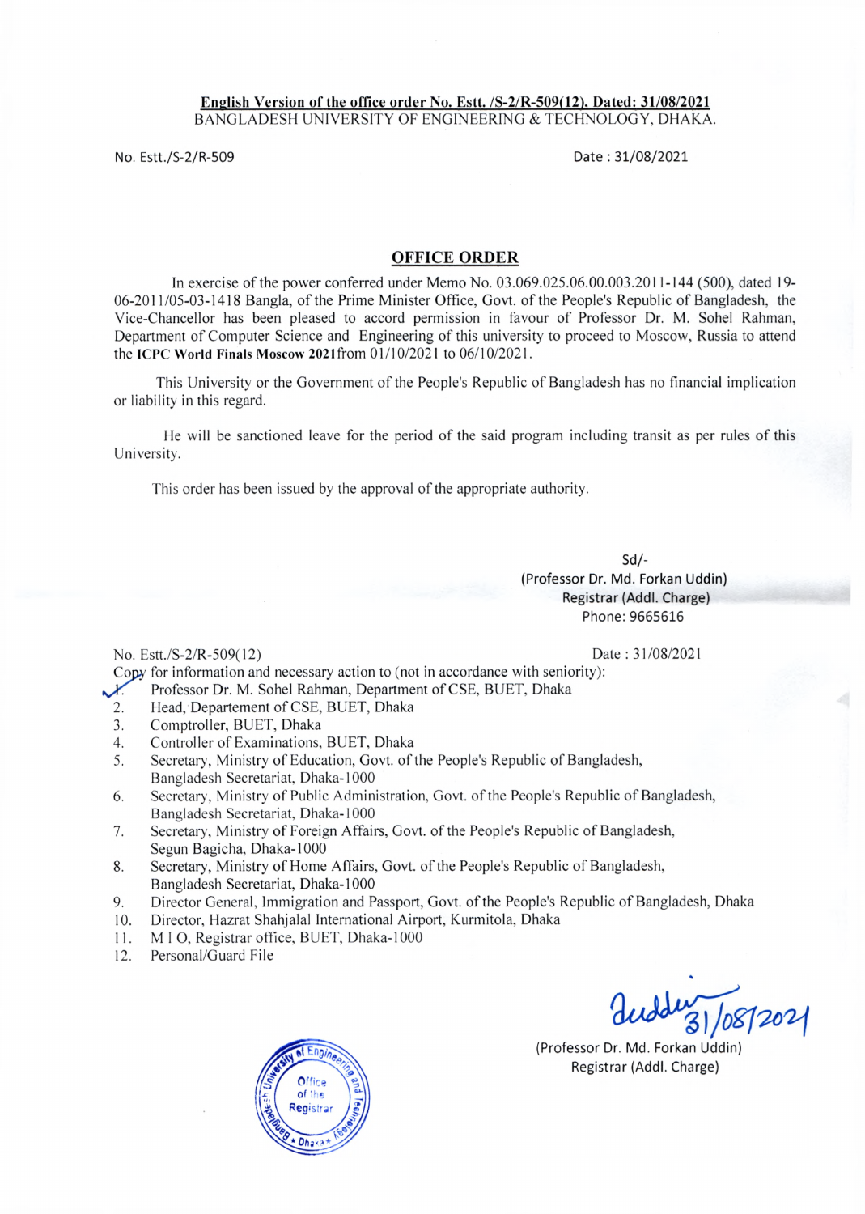**English Version of the office order No. Estt. /S-2/R-509(12), Dated: 31/08/2021**

BANGLADESH UNIVERSITY OF ENGINEERING & TECHNOLOGY, DHAKA.

No. Estt./S-2/R-509

Date : 31/08/2021

## OFFICE ORDER

In exercise of the power conferred under Memo No. 03.069.025.06.00.003.2011-144 (500), dated 19-06-2011/05-03-1418 Bangla, of the Prime Minister Office, Govt. of the People's Republic of Bangladesh, the Vice-Chancellor has been pleased to accord permission in favour of Professor Dr. M. Sohel Rahman, Department of Computer Science and Engineering of this university to proceed to Moscow, Russia to attend the **ICPC World Finals Moscow 2021**from 01/10/2021 to 06/10/2021.

This University or the Government of the People's Republic of Bangladesh has no financial implication or liability in this regard.

He will be sanctioned leave for the period of the said program including transit as per rules of this University.

This order has been issued by the approval of the appropriate authority.

Sd/-
(Professor Dr. Md. Forkan Uddin)
Registrar (Addl. Charge)
Phone: 9665616

No. Estt./S-2/R-509(12)

Date : 31/08/2021

Copy for information and necessary action to (not in accordance with seniority):

1. Professor Dr. M. Sohel Rahman, Department of CSE, BUET, Dhaka
2. Head, Departement of CSE, BUET, Dhaka
3. Comptroller, BUET, Dhaka
4. Controller of Examinations, BUET, Dhaka
5. Secretary, Ministry of Education, Govt. of the People's Republic of Bangladesh, Bangladesh Secretariat, Dhaka-1000
6. Secretary, Ministry of Public Administration, Govt. of the People's Republic of Bangladesh, Bangladesh Secretariat, Dhaka-1000
7. Secretary, Ministry of Foreign Affairs, Govt. of the People's Republic of Bangladesh, Segun Bagicha, Dhaka-1000
8. Secretary, Ministry of Home Affairs, Govt. of the People's Republic of Bangladesh, Bangladesh Secretariat, Dhaka-1000
9. Director General, Immigration and Passport, Govt. of the People's Republic of Bangladesh, Dhaka
10. Director, Hazrat Shahjalal International Airport, Kurmitola, Dhaka
11. M I O, Registrar office, BUET, Dhaka-1000
12. Personal/Guard File

31/08/2021
(Professor Dr. Md. Forkan Uddin)
Registrar (Addl. Charge)